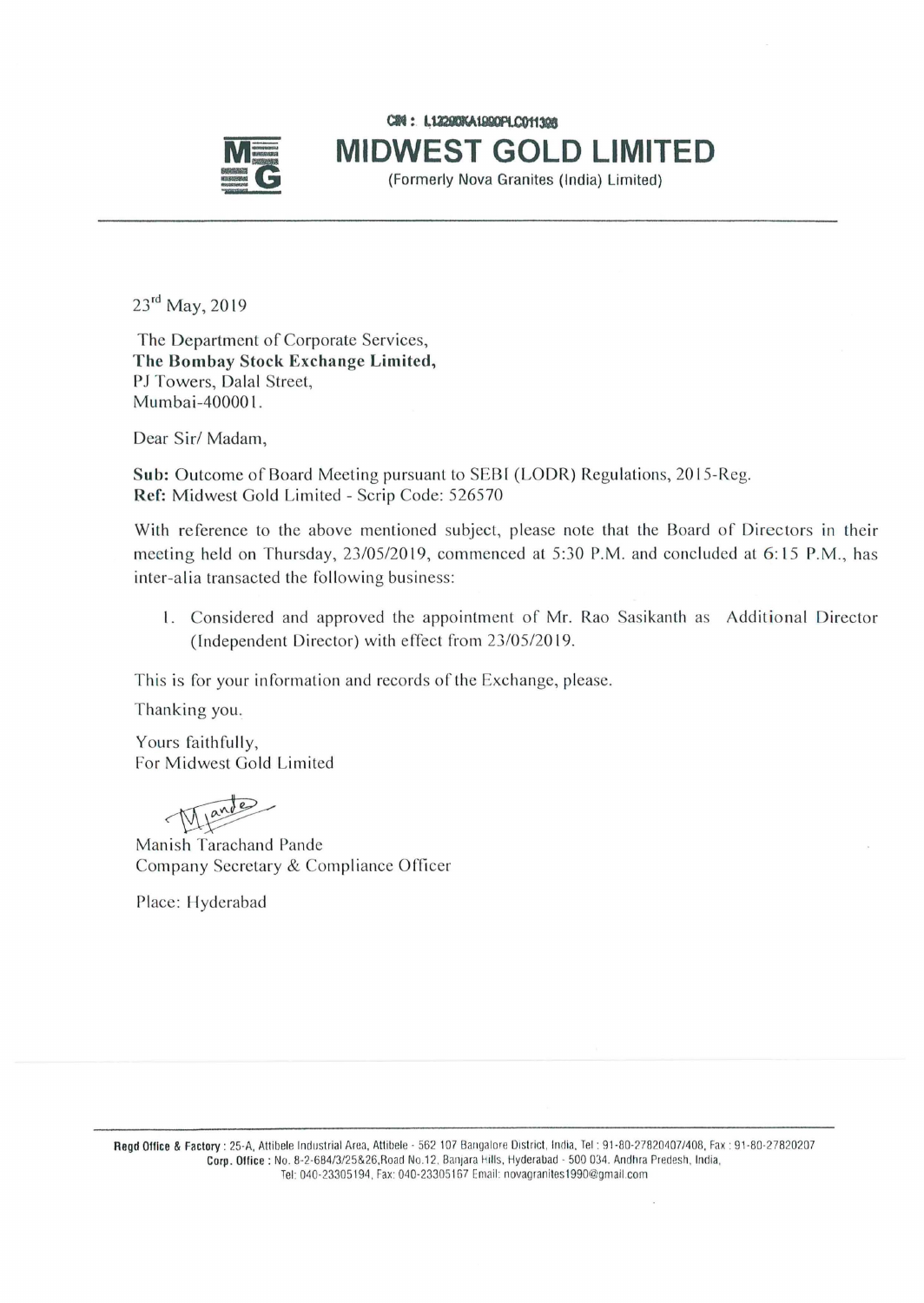CIN : L13290KA1990PLC011386

# MIDWEST GOLD LIMITED

(Formerly Nova Granites (India) Limited)

23rd May, 2019

The Department of Corporate Services,
**The Bombay Stock Exchange Limited,**
PJ Towers, Dalal Street,
Mumbai-400001.

Dear Sir/ Madam,

**Sub:** Outcome of Board Meeting pursuant to SEBI (LODR) Regulations, 2015-Reg.
**Ref:** Midwest Gold Limited - Scrip Code: 526570

With reference to the above mentioned subject, please note that the Board of Directors in their meeting held on Thursday, 23/05/2019, commenced at 5:30 P.M. and concluded at 6:15 P.M., has inter-alia transacted the following business:

1. Considered and approved the appointment of Mr. Rao Sasikanth as Additional Director (Independent Director) with effect from 23/05/2019.

This is for your information and records of the Exchange, please.

Thanking you.

Yours faithfully,
For Midwest Gold Limited

Manish Tarachand Pande
Company Secretary & Compliance Officer

Place: Hyderabad

**Regd Office & Factory :** 25-A, Attibele Industrial Area, Attibele - 562 107 Bangalore District, India, Tel : 91-80-27820407/408, Fax : 91-80-27820207
**Corp. Office :** No. 8-2-684/3/25&26,Road No.12, Banjara Hills, Hyderabad - 500 034. Andhra Predesh, India,
Tel: 040-23305194, Fax: 040-23305167 Email: novagranites1990@gmail.com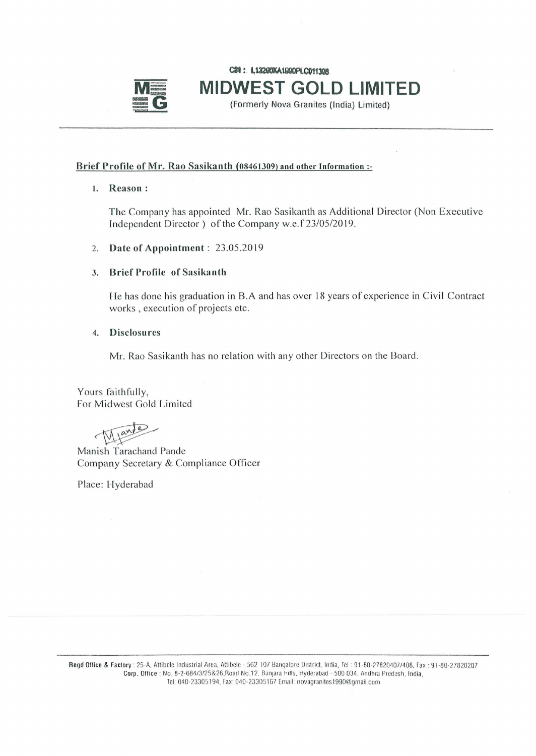CIN : L13200KA1990PLC011396

# MIDWEST GOLD LIMITED

(Formerly Nova Granites (India) Limited)

**Brief Profile of Mr. Rao Sasikanth (08461309) and other Information :-**

1. **Reason :**

   The Company has appointed Mr. Rao Sasikanth as Additional Director (Non Executive Independent Director ) of the Company w.e.f 23/05/2019.

2. **Date of Appointment** : 23.05.2019

3. **Brief Profile of Sasikanth**

   He has done his graduation in B.A and has over 18 years of experience in Civil Contract works , execution of projects etc.

4. **Disclosures**

   Mr. Rao Sasikanth has no relation with any other Directors on the Board.

Yours faithfully,
For Midwest Gold Limited

Manish Tarachand Pande
Company Secretary & Compliance Officer

Place: Hyderabad

**Regd Office & Factory** : 25-A, Attibele Industrial Area, Attibele - 562 107 Bangalore District, India, Tel : 91-80-27820407/408, Fax : 91-80-27820207
**Corp. Office** : No. 8-2-684/3/25&26,Road No.12, Banjara Hills, Hyderabad - 500 034. Andhra Predesh, India,
Tel: 040-23305194, Fax: 040-23305167 Email: novagranites1990@gmail.com